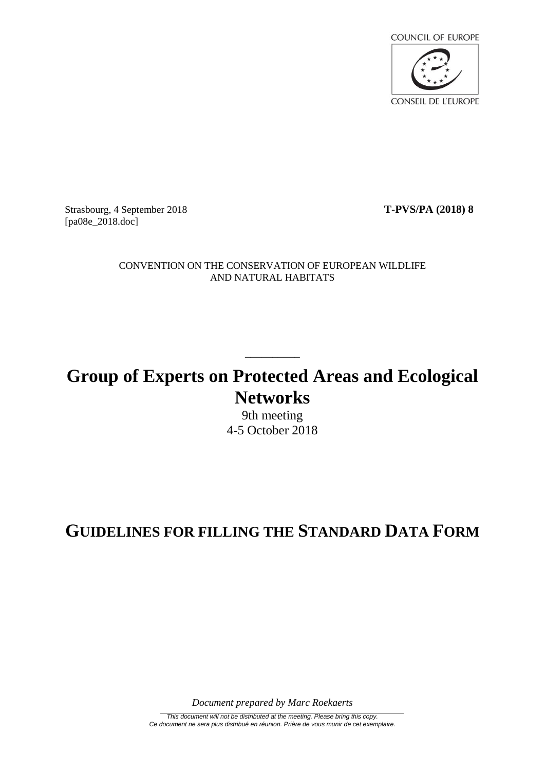COUNCIL OF EUROPE

CONSEIL DE L'EUROPE

Strasbourg, 4 September 2018 **T-PVS/PA (2018) 8**
[pa08e_2018.doc]

CONVENTION ON THE CONSERVATION OF EUROPEAN WILDLIFE AND NATURAL HABITATS

---

# Group of Experts on Protected Areas and Ecological Networks

9th meeting
4-5 October 2018

# GUIDELINES FOR FILLING THE STANDARD DATA FORM

*Document prepared by Marc Roekaerts*

---

*This document will not be distributed at the meeting. Please bring this copy.*
*Ce document ne sera plus distribué en réunion. Prière de vous munir de cet exemplaire.*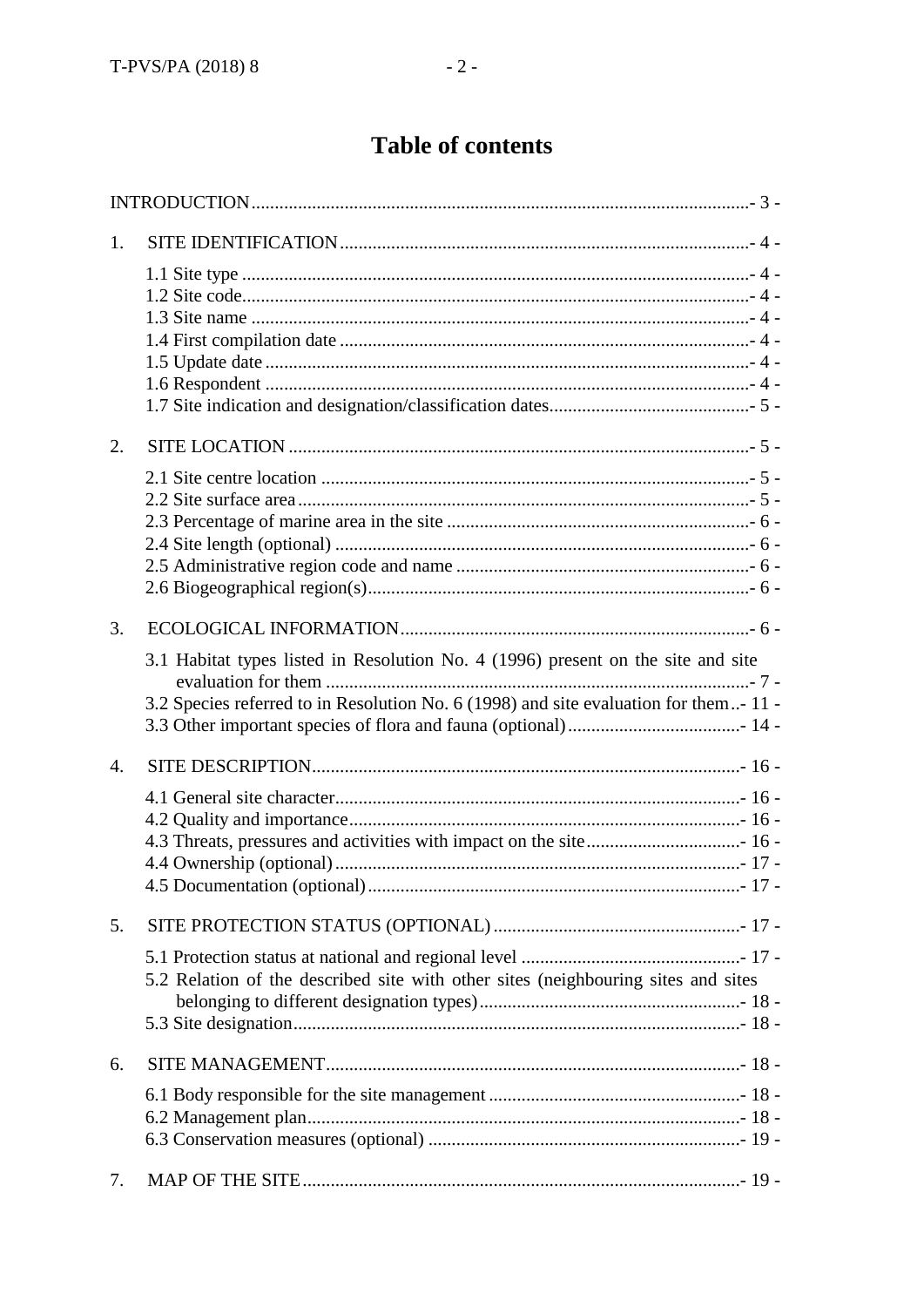# Table of contents

INTRODUCTION ..... - 3 -

1. SITE IDENTIFICATION ..... - 4 -
   - 1.1 Site type ..... - 4 -
   - 1.2 Site code ..... - 4 -
   - 1.3 Site name ..... - 4 -
   - 1.4 First compilation date ..... - 4 -
   - 1.5 Update date ..... - 4 -
   - 1.6 Respondent ..... - 4 -
   - 1.7 Site indication and designation/classification dates ..... - 5 -

2. SITE LOCATION ..... - 5 -
   - 2.1 Site centre location ..... - 5 -
   - 2.2 Site surface area ..... - 5 -
   - 2.3 Percentage of marine area in the site ..... - 6 -
   - 2.4 Site length (optional) ..... - 6 -
   - 2.5 Administrative region code and name ..... - 6 -
   - 2.6 Biogeographical region(s) ..... - 6 -

3. ECOLOGICAL INFORMATION ..... - 6 -
   - 3.1 Habitat types listed in Resolution No. 4 (1996) present on the site and site evaluation for them ..... - 7 -
   - 3.2 Species referred to in Resolution No. 6 (1998) and site evaluation for them ..... - 11 -
   - 3.3 Other important species of flora and fauna (optional) ..... - 14 -

4. SITE DESCRIPTION ..... - 16 -
   - 4.1 General site character ..... - 16 -
   - 4.2 Quality and importance ..... - 16 -
   - 4.3 Threats, pressures and activities with impact on the site ..... - 16 -
   - 4.4 Ownership (optional) ..... - 17 -
   - 4.5 Documentation (optional) ..... - 17 -

5. SITE PROTECTION STATUS (OPTIONAL) ..... - 17 -
   - 5.1 Protection status at national and regional level ..... - 17 -
   - 5.2 Relation of the described site with other sites (neighbouring sites and sites belonging to different designation types) ..... - 18 -
   - 5.3 Site designation ..... - 18 -

6. SITE MANAGEMENT ..... - 18 -
   - 6.1 Body responsible for the site management ..... - 18 -
   - 6.2 Management plan ..... - 18 -
   - 6.3 Conservation measures (optional) ..... - 19 -

7. MAP OF THE SITE ..... - 19 -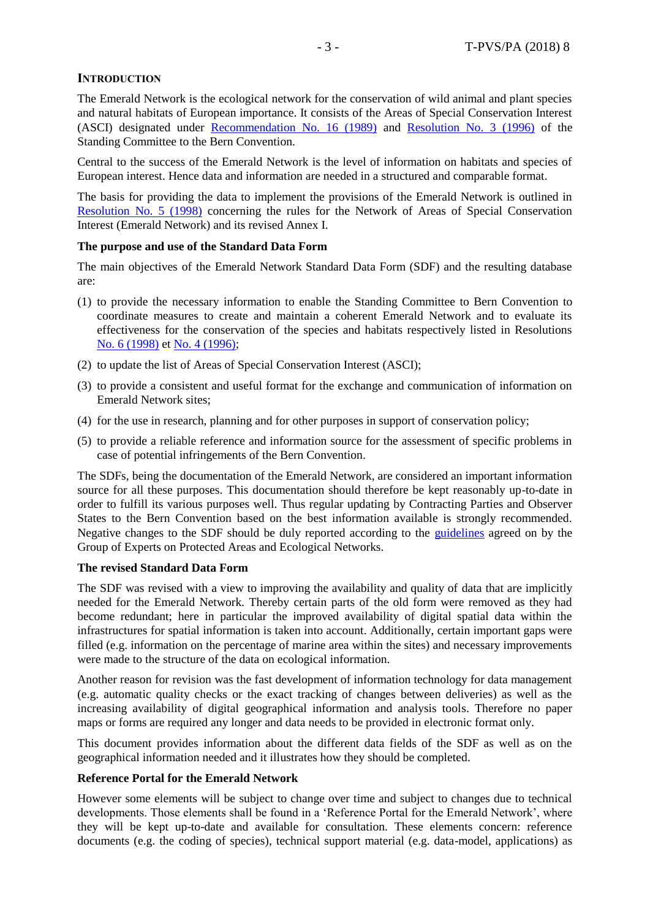## INTRODUCTION

The Emerald Network is the ecological network for the conservation of wild animal and plant species and natural habitats of European importance. It consists of the Areas of Special Conservation Interest (ASCI) designated under Recommendation No. 16 (1989) and Resolution No. 3 (1996) of the Standing Committee to the Bern Convention.

Central to the success of the Emerald Network is the level of information on habitats and species of European interest. Hence data and information are needed in a structured and comparable format.

The basis for providing the data to implement the provisions of the Emerald Network is outlined in Resolution No. 5 (1998) concerning the rules for the Network of Areas of Special Conservation Interest (Emerald Network) and its revised Annex I.

### The purpose and use of the Standard Data Form

The main objectives of the Emerald Network Standard Data Form (SDF) and the resulting database are:

(1) to provide the necessary information to enable the Standing Committee to Bern Convention to coordinate measures to create and maintain a coherent Emerald Network and to evaluate its effectiveness for the conservation of the species and habitats respectively listed in Resolutions No. 6 (1998) et No. 4 (1996);

(2) to update the list of Areas of Special Conservation Interest (ASCI);

(3) to provide a consistent and useful format for the exchange and communication of information on Emerald Network sites;

(4) for the use in research, planning and for other purposes in support of conservation policy;

(5) to provide a reliable reference and information source for the assessment of specific problems in case of potential infringements of the Bern Convention.

The SDFs, being the documentation of the Emerald Network, are considered an important information source for all these purposes. This documentation should therefore be kept reasonably up-to-date in order to fulfill its various purposes well. Thus regular updating by Contracting Parties and Observer States to the Bern Convention based on the best information available is strongly recommended. Negative changes to the SDF should be duly reported according to the guidelines agreed on by the Group of Experts on Protected Areas and Ecological Networks.

### The revised Standard Data Form

The SDF was revised with a view to improving the availability and quality of data that are implicitly needed for the Emerald Network. Thereby certain parts of the old form were removed as they had become redundant; here in particular the improved availability of digital spatial data within the infrastructures for spatial information is taken into account. Additionally, certain important gaps were filled (e.g. information on the percentage of marine area within the sites) and necessary improvements were made to the structure of the data on ecological information.

Another reason for revision was the fast development of information technology for data management (e.g. automatic quality checks or the exact tracking of changes between deliveries) as well as the increasing availability of digital geographical information and analysis tools. Therefore no paper maps or forms are required any longer and data needs to be provided in electronic format only.

This document provides information about the different data fields of the SDF as well as on the geographical information needed and it illustrates how they should be completed.

### Reference Portal for the Emerald Network

However some elements will be subject to change over time and subject to changes due to technical developments. Those elements shall be found in a 'Reference Portal for the Emerald Network', where they will be kept up-to-date and available for consultation. These elements concern: reference documents (e.g. the coding of species), technical support material (e.g. data-model, applications) as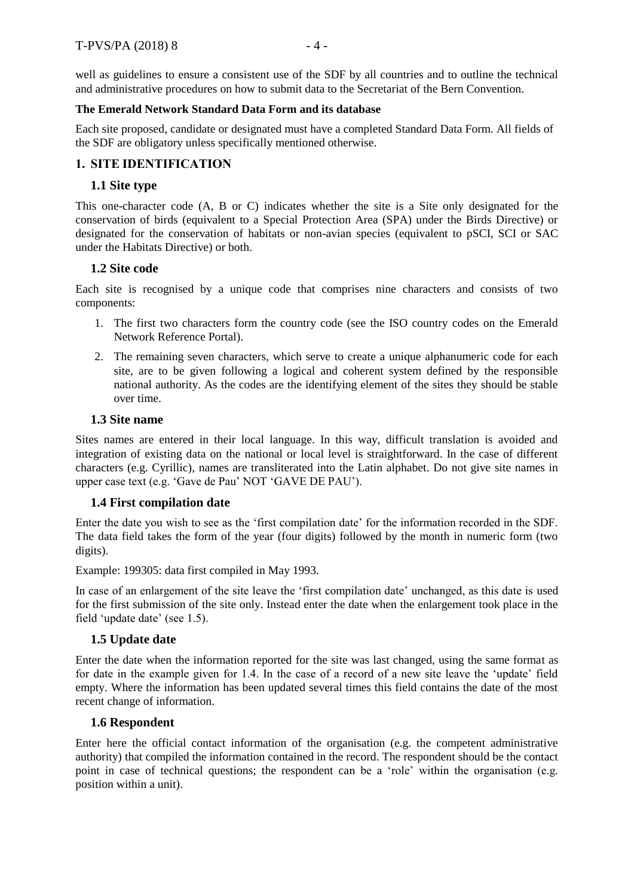well as guidelines to ensure a consistent use of the SDF by all countries and to outline the technical and administrative procedures on how to submit data to the Secretariat of the Bern Convention.

**The Emerald Network Standard Data Form and its database**

Each site proposed, candidate or designated must have a completed Standard Data Form. All fields of the SDF are obligatory unless specifically mentioned otherwise.

## 1. SITE IDENTIFICATION

### 1.1 Site type

This one-character code (A, B or C) indicates whether the site is a Site only designated for the conservation of birds (equivalent to a Special Protection Area (SPA) under the Birds Directive) or designated for the conservation of habitats or non-avian species (equivalent to pSCI, SCI or SAC under the Habitats Directive) or both.

### 1.2 Site code

Each site is recognised by a unique code that comprises nine characters and consists of two components:

1. The first two characters form the country code (see the ISO country codes on the Emerald Network Reference Portal).
2. The remaining seven characters, which serve to create a unique alphanumeric code for each site, are to be given following a logical and coherent system defined by the responsible national authority. As the codes are the identifying element of the sites they should be stable over time.

### 1.3 Site name

Sites names are entered in their local language. In this way, difficult translation is avoided and integration of existing data on the national or local level is straightforward. In the case of different characters (e.g. Cyrillic), names are transliterated into the Latin alphabet. Do not give site names in upper case text (e.g. 'Gave de Pau' NOT 'GAVE DE PAU').

### 1.4 First compilation date

Enter the date you wish to see as the 'first compilation date' for the information recorded in the SDF. The data field takes the form of the year (four digits) followed by the month in numeric form (two digits).

Example: 199305: data first compiled in May 1993.

In case of an enlargement of the site leave the 'first compilation date' unchanged, as this date is used for the first submission of the site only. Instead enter the date when the enlargement took place in the field 'update date' (see 1.5).

### 1.5 Update date

Enter the date when the information reported for the site was last changed, using the same format as for date in the example given for 1.4. In the case of a record of a new site leave the 'update' field empty. Where the information has been updated several times this field contains the date of the most recent change of information.

### 1.6 Respondent

Enter here the official contact information of the organisation (e.g. the competent administrative authority) that compiled the information contained in the record. The respondent should be the contact point in case of technical questions; the respondent can be a 'role' within the organisation (e.g. position within a unit).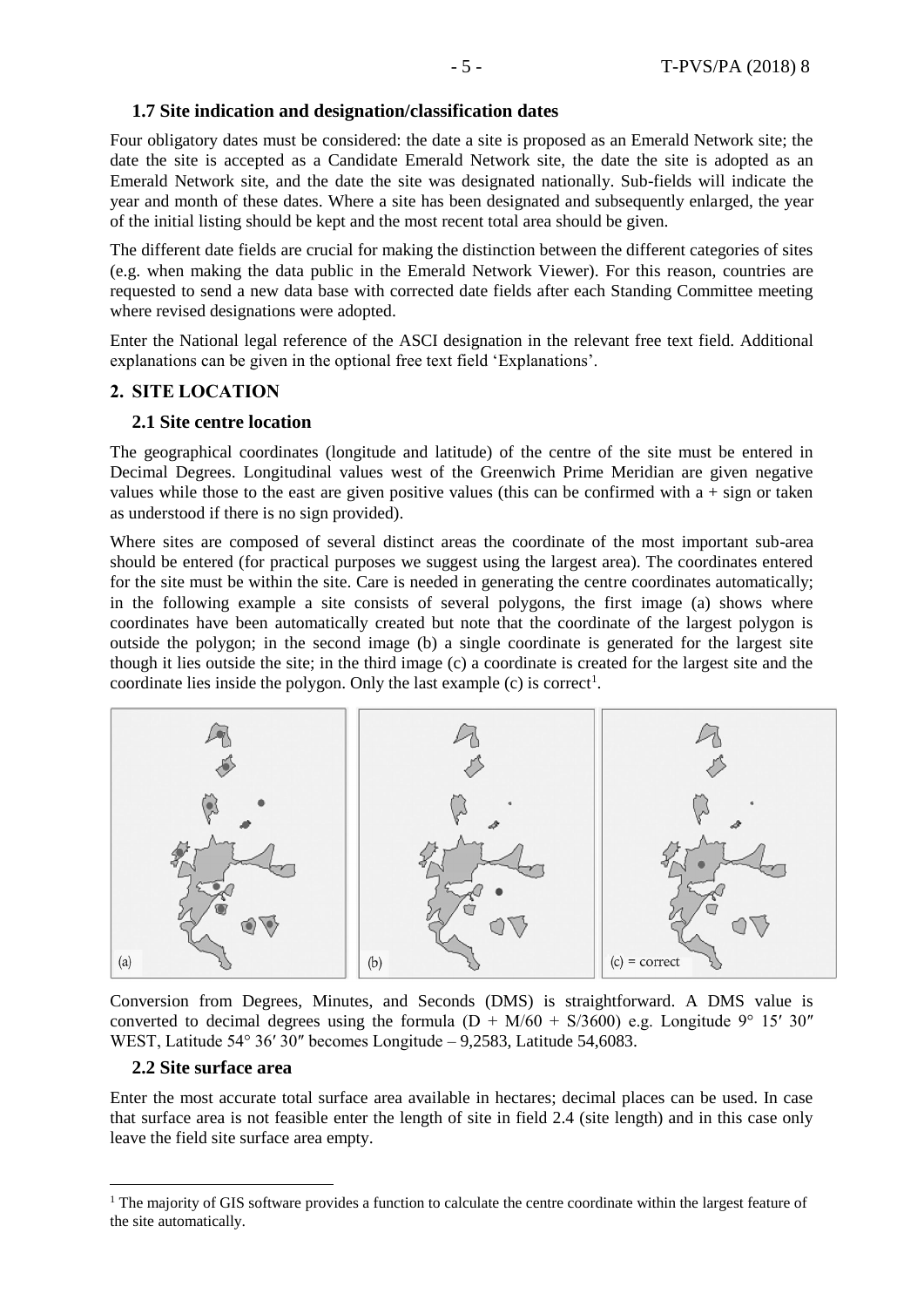### 1.7 Site indication and designation/classification dates

Four obligatory dates must be considered: the date a site is proposed as an Emerald Network site; the date the site is accepted as a Candidate Emerald Network site, the date the site is adopted as an Emerald Network site, and the date the site was designated nationally. Sub-fields will indicate the year and month of these dates. Where a site has been designated and subsequently enlarged, the year of the initial listing should be kept and the most recent total area should be given.

The different date fields are crucial for making the distinction between the different categories of sites (e.g. when making the data public in the Emerald Network Viewer). For this reason, countries are requested to send a new data base with corrected date fields after each Standing Committee meeting where revised designations were adopted.

Enter the National legal reference of the ASCI designation in the relevant free text field. Additional explanations can be given in the optional free text field 'Explanations'.

## 2. SITE LOCATION

### 2.1 Site centre location

The geographical coordinates (longitude and latitude) of the centre of the site must be entered in Decimal Degrees. Longitudinal values west of the Greenwich Prime Meridian are given negative values while those to the east are given positive values (this can be confirmed with a + sign or taken as understood if there is no sign provided).

Where sites are composed of several distinct areas the coordinate of the most important sub-area should be entered (for practical purposes we suggest using the largest area). The coordinates entered for the site must be within the site. Care is needed in generating the centre coordinates automatically; in the following example a site consists of several polygons, the first image (a) shows where coordinates have been automatically created but note that the coordinate of the largest polygon is outside the polygon; in the second image (b) a single coordinate is generated for the largest site though it lies outside the site; in the third image (c) a coordinate is created for the largest site and the coordinate lies inside the polygon. Only the last example (c) is correct[1].

(a) (b) (c) = correct

Conversion from Degrees, Minutes, and Seconds (DMS) is straightforward. A DMS value is converted to decimal degrees using the formula (D + M/60 + S/3600) e.g. Longitude 9° 15′ 30″ WEST, Latitude 54° 36′ 30″ becomes Longitude – 9,2583, Latitude 54,6083.

### 2.2 Site surface area

Enter the most accurate total surface area available in hectares; decimal places can be used. In case that surface area is not feasible enter the length of site in field 2.4 (site length) and in this case only leave the field site surface area empty.

[1] The majority of GIS software provides a function to calculate the centre coordinate within the largest feature of the site automatically.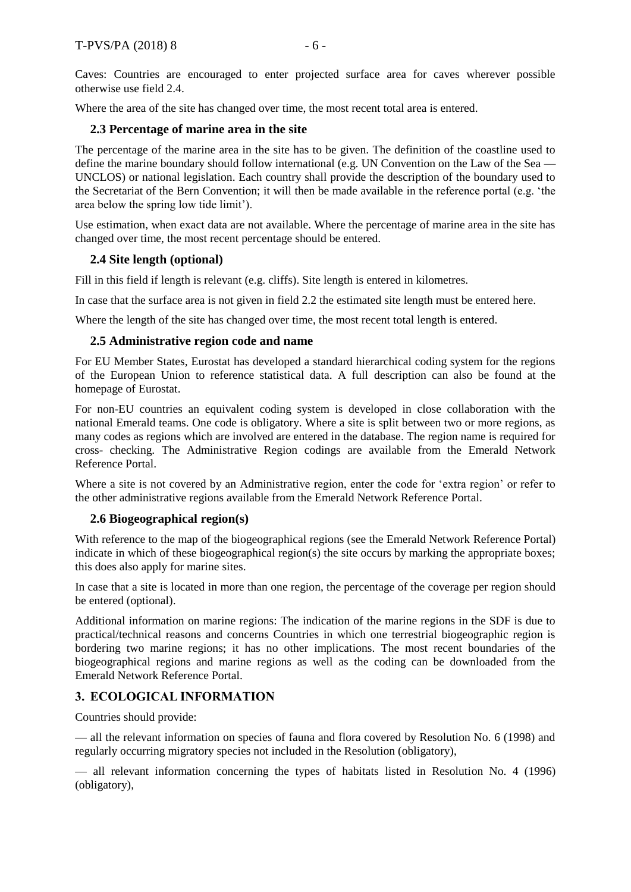Caves: Countries are encouraged to enter projected surface area for caves wherever possible otherwise use field 2.4.

Where the area of the site has changed over time, the most recent total area is entered.

### 2.3 Percentage of marine area in the site

The percentage of the marine area in the site has to be given. The definition of the coastline used to define the marine boundary should follow international (e.g. UN Convention on the Law of the Sea — UNCLOS) or national legislation. Each country shall provide the description of the boundary used to the Secretariat of the Bern Convention; it will then be made available in the reference portal (e.g. 'the area below the spring low tide limit').

Use estimation, when exact data are not available. Where the percentage of marine area in the site has changed over time, the most recent percentage should be entered.

### 2.4 Site length (optional)

Fill in this field if length is relevant (e.g. cliffs). Site length is entered in kilometres.

In case that the surface area is not given in field 2.2 the estimated site length must be entered here.

Where the length of the site has changed over time, the most recent total length is entered.

### 2.5 Administrative region code and name

For EU Member States, Eurostat has developed a standard hierarchical coding system for the regions of the European Union to reference statistical data. A full description can also be found at the homepage of Eurostat.

For non-EU countries an equivalent coding system is developed in close collaboration with the national Emerald teams. One code is obligatory. Where a site is split between two or more regions, as many codes as regions which are involved are entered in the database. The region name is required for cross- checking. The Administrative Region codings are available from the Emerald Network Reference Portal.

Where a site is not covered by an Administrative region, enter the code for 'extra region' or refer to the other administrative regions available from the Emerald Network Reference Portal.

### 2.6 Biogeographical region(s)

With reference to the map of the biogeographical regions (see the Emerald Network Reference Portal) indicate in which of these biogeographical region(s) the site occurs by marking the appropriate boxes; this does also apply for marine sites.

In case that a site is located in more than one region, the percentage of the coverage per region should be entered (optional).

Additional information on marine regions: The indication of the marine regions in the SDF is due to practical/technical reasons and concerns Countries in which one terrestrial biogeographic region is bordering two marine regions; it has no other implications. The most recent boundaries of the biogeographical regions and marine regions as well as the coding can be downloaded from the Emerald Network Reference Portal.

## 3. ECOLOGICAL INFORMATION

Countries should provide:

— all the relevant information on species of fauna and flora covered by Resolution No. 6 (1998) and regularly occurring migratory species not included in the Resolution (obligatory),

— all relevant information concerning the types of habitats listed in Resolution No. 4 (1996) (obligatory),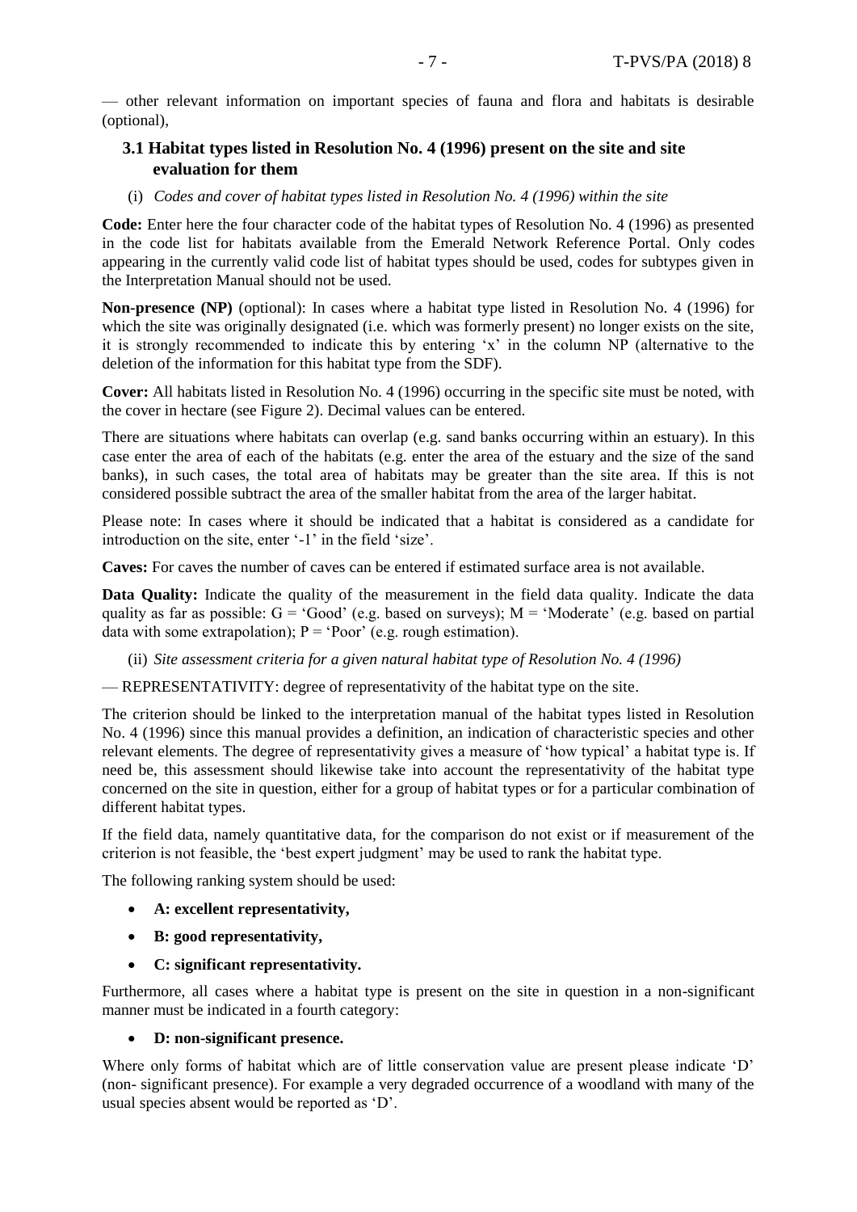— other relevant information on important species of fauna and flora and habitats is desirable (optional),

### 3.1 Habitat types listed in Resolution No. 4 (1996) present on the site and site evaluation for them

(i) *Codes and cover of habitat types listed in Resolution No. 4 (1996) within the site*

**Code:** Enter here the four character code of the habitat types of Resolution No. 4 (1996) as presented in the code list for habitats available from the Emerald Network Reference Portal. Only codes appearing in the currently valid code list of habitat types should be used, codes for subtypes given in the Interpretation Manual should not be used.

**Non-presence (NP)** (optional): In cases where a habitat type listed in Resolution No. 4 (1996) for which the site was originally designated (i.e. which was formerly present) no longer exists on the site, it is strongly recommended to indicate this by entering 'x' in the column NP (alternative to the deletion of the information for this habitat type from the SDF).

**Cover:** All habitats listed in Resolution No. 4 (1996) occurring in the specific site must be noted, with the cover in hectare (see Figure 2). Decimal values can be entered.

There are situations where habitats can overlap (e.g. sand banks occurring within an estuary). In this case enter the area of each of the habitats (e.g. enter the area of the estuary and the size of the sand banks), in such cases, the total area of habitats may be greater than the site area. If this is not considered possible subtract the area of the smaller habitat from the area of the larger habitat.

Please note: In cases where it should be indicated that a habitat is considered as a candidate for introduction on the site, enter '-1' in the field 'size'.

**Caves:** For caves the number of caves can be entered if estimated surface area is not available.

**Data Quality:** Indicate the quality of the measurement in the field data quality. Indicate the data quality as far as possible: G = 'Good' (e.g. based on surveys); M = 'Moderate' (e.g. based on partial data with some extrapolation); P = 'Poor' (e.g. rough estimation).

(ii) *Site assessment criteria for a given natural habitat type of Resolution No. 4 (1996)*

— REPRESENTATIVITY: degree of representativity of the habitat type on the site.

The criterion should be linked to the interpretation manual of the habitat types listed in Resolution No. 4 (1996) since this manual provides a definition, an indication of characteristic species and other relevant elements. The degree of representativity gives a measure of 'how typical' a habitat type is. If need be, this assessment should likewise take into account the representativity of the habitat type concerned on the site in question, either for a group of habitat types or for a particular combination of different habitat types.

If the field data, namely quantitative data, for the comparison do not exist or if measurement of the criterion is not feasible, the 'best expert judgment' may be used to rank the habitat type.

The following ranking system should be used:

- **A: excellent representativity,**
- **B: good representativity,**
- **C: significant representativity.**

Furthermore, all cases where a habitat type is present on the site in question in a non-significant manner must be indicated in a fourth category:

- **D: non-significant presence.**

Where only forms of habitat which are of little conservation value are present please indicate 'D' (non- significant presence). For example a very degraded occurrence of a woodland with many of the usual species absent would be reported as 'D'.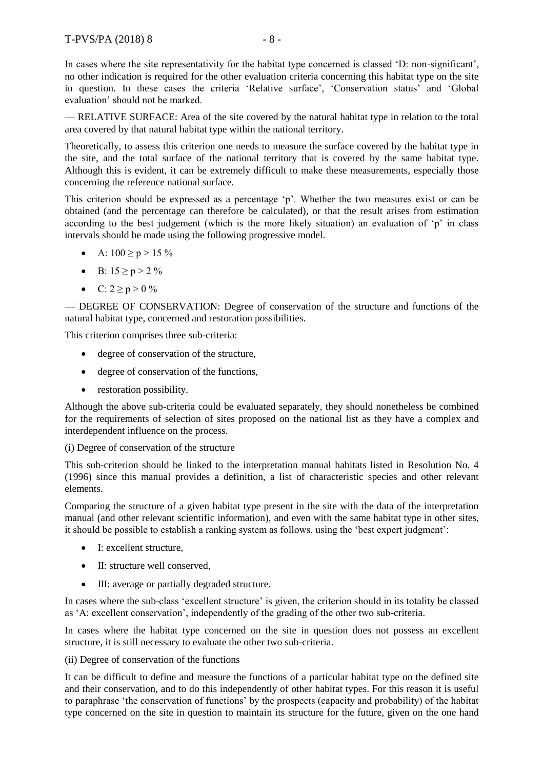In cases where the site representativity for the habitat type concerned is classed 'D: non-significant', no other indication is required for the other evaluation criteria concerning this habitat type on the site in question. In these cases the criteria 'Relative surface', 'Conservation status' and 'Global evaluation' should not be marked.

— RELATIVE SURFACE: Area of the site covered by the natural habitat type in relation to the total area covered by that natural habitat type within the national territory.

Theoretically, to assess this criterion one needs to measure the surface covered by the habitat type in the site, and the total surface of the national territory that is covered by the same habitat type. Although this is evident, it can be extremely difficult to make these measurements, especially those concerning the reference national surface.

This criterion should be expressed as a percentage 'p'. Whether the two measures exist or can be obtained (and the percentage can therefore be calculated), or that the result arises from estimation according to the best judgement (which is the more likely situation) an evaluation of 'p' in class intervals should be made using the following progressive model.

- A: $100 \geq p > 15$ %
- B: $15 \geq p > 2$ %
- C: $2 \geq p > 0$ %

— DEGREE OF CONSERVATION: Degree of conservation of the structure and functions of the natural habitat type, concerned and restoration possibilities.

This criterion comprises three sub-criteria:

- degree of conservation of the structure,
- degree of conservation of the functions,
- restoration possibility.

Although the above sub-criteria could be evaluated separately, they should nonetheless be combined for the requirements of selection of sites proposed on the national list as they have a complex and interdependent influence on the process.

(i) Degree of conservation of the structure

This sub-criterion should be linked to the interpretation manual habitats listed in Resolution No. 4 (1996) since this manual provides a definition, a list of characteristic species and other relevant elements.

Comparing the structure of a given habitat type present in the site with the data of the interpretation manual (and other relevant scientific information), and even with the same habitat type in other sites, it should be possible to establish a ranking system as follows, using the 'best expert judgment':

- I: excellent structure,
- II: structure well conserved,
- III: average or partially degraded structure.

In cases where the sub-class 'excellent structure' is given, the criterion should in its totality be classed as 'A: excellent conservation', independently of the grading of the other two sub-criteria.

In cases where the habitat type concerned on the site in question does not possess an excellent structure, it is still necessary to evaluate the other two sub-criteria.

(ii) Degree of conservation of the functions

It can be difficult to define and measure the functions of a particular habitat type on the defined site and their conservation, and to do this independently of other habitat types. For this reason it is useful to paraphrase 'the conservation of functions' by the prospects (capacity and probability) of the habitat type concerned on the site in question to maintain its structure for the future, given on the one hand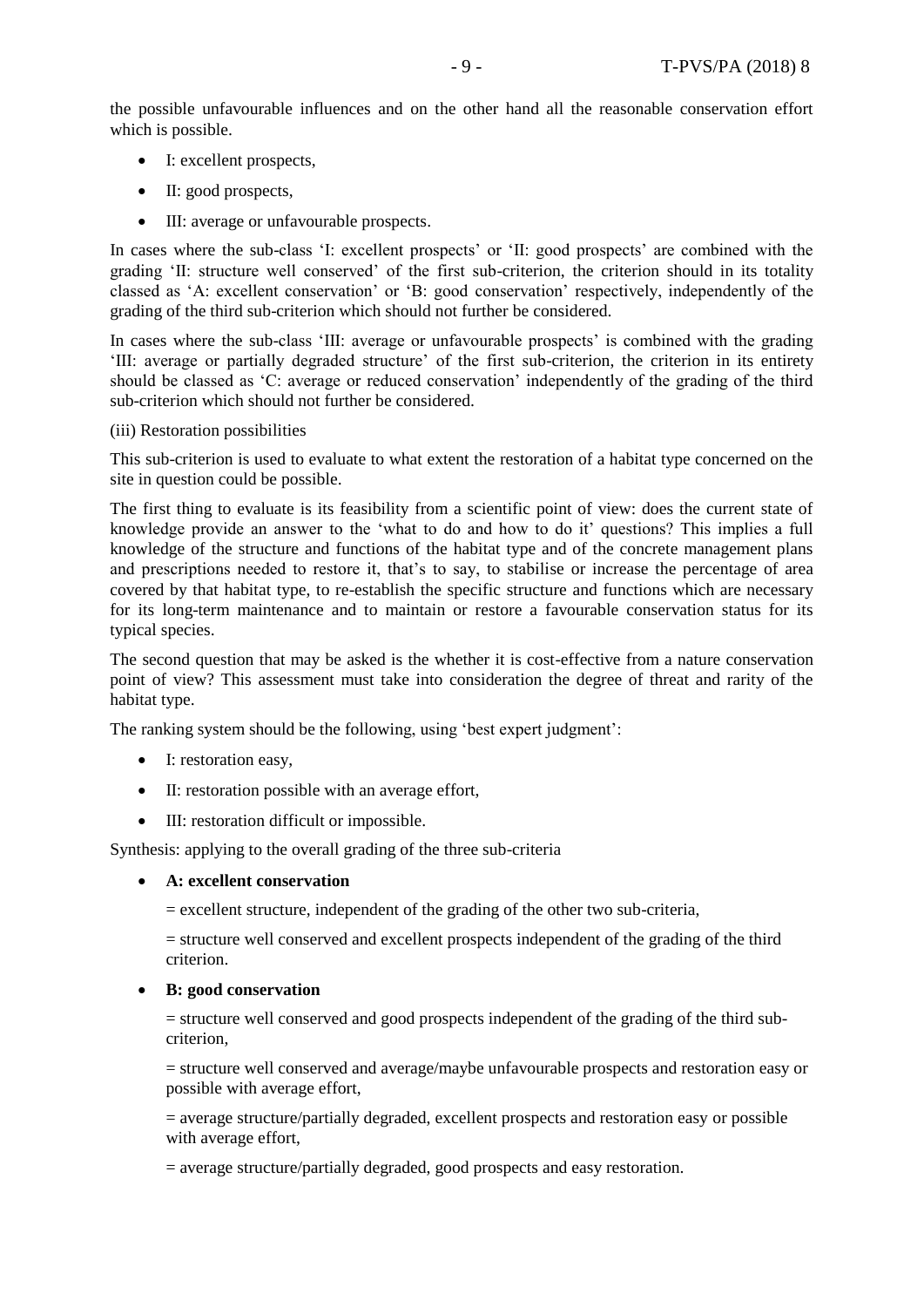the possible unfavourable influences and on the other hand all the reasonable conservation effort which is possible.

- I: excellent prospects,
- II: good prospects,
- III: average or unfavourable prospects.

In cases where the sub-class 'I: excellent prospects' or 'II: good prospects' are combined with the grading 'II: structure well conserved' of the first sub-criterion, the criterion should in its totality classed as 'A: excellent conservation' or 'B: good conservation' respectively, independently of the grading of the third sub-criterion which should not further be considered.

In cases where the sub-class 'III: average or unfavourable prospects' is combined with the grading 'III: average or partially degraded structure' of the first sub-criterion, the criterion in its entirety should be classed as 'C: average or reduced conservation' independently of the grading of the third sub-criterion which should not further be considered.

(iii) Restoration possibilities

This sub-criterion is used to evaluate to what extent the restoration of a habitat type concerned on the site in question could be possible.

The first thing to evaluate is its feasibility from a scientific point of view: does the current state of knowledge provide an answer to the 'what to do and how to do it' questions? This implies a full knowledge of the structure and functions of the habitat type and of the concrete management plans and prescriptions needed to restore it, that's to say, to stabilise or increase the percentage of area covered by that habitat type, to re-establish the specific structure and functions which are necessary for its long-term maintenance and to maintain or restore a favourable conservation status for its typical species.

The second question that may be asked is the whether it is cost-effective from a nature conservation point of view? This assessment must take into consideration the degree of threat and rarity of the habitat type.

The ranking system should be the following, using 'best expert judgment':

- I: restoration easy,
- II: restoration possible with an average effort,
- III: restoration difficult or impossible.

Synthesis: applying to the overall grading of the three sub-criteria

- **A: excellent conservation**

  = excellent structure, independent of the grading of the other two sub-criteria,

  = structure well conserved and excellent prospects independent of the grading of the third criterion.

- **B: good conservation**

  = structure well conserved and good prospects independent of the grading of the third sub-criterion,

  = structure well conserved and average/maybe unfavourable prospects and restoration easy or possible with average effort,

  = average structure/partially degraded, excellent prospects and restoration easy or possible with average effort,

  = average structure/partially degraded, good prospects and easy restoration.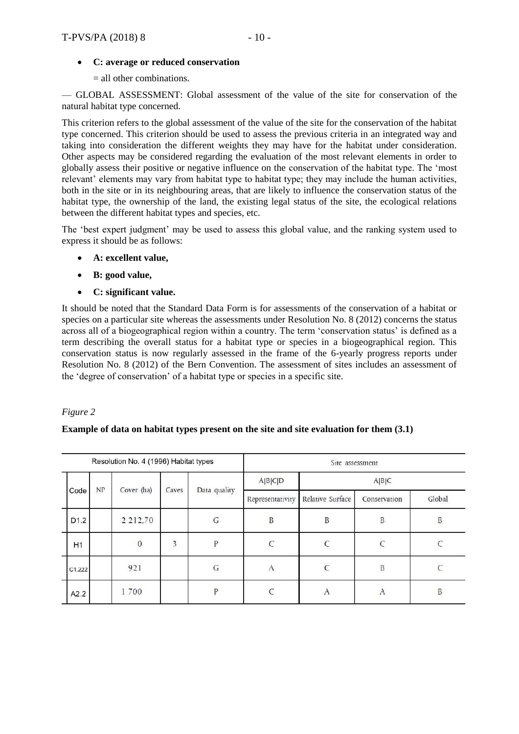- **C: average or reduced conservation**

  = all other combinations.

— GLOBAL ASSESSMENT: Global assessment of the value of the site for conservation of the natural habitat type concerned.

This criterion refers to the global assessment of the value of the site for the conservation of the habitat type concerned. This criterion should be used to assess the previous criteria in an integrated way and taking into consideration the different weights they may have for the habitat under consideration. Other aspects may be considered regarding the evaluation of the most relevant elements in order to globally assess their positive or negative influence on the conservation of the habitat type. The 'most relevant' elements may vary from habitat type to habitat type; they may include the human activities, both in the site or in its neighbouring areas, that are likely to influence the conservation status of the habitat type, the ownership of the land, the existing legal status of the site, the ecological relations between the different habitat types and species, etc.

The 'best expert judgment' may be used to assess this global value, and the ranking system used to express it should be as follows:

- **A: excellent value,**
- **B: good value,**
- **C: significant value.**

It should be noted that the Standard Data Form is for assessments of the conservation of a habitat or species on a particular site whereas the assessments under Resolution No. 8 (2012) concerns the status across all of a biogeographical region within a country. The term 'conservation status' is defined as a term describing the overall status for a habitat type or species in a biogeographical region. This conservation status is now regularly assessed in the frame of the 6-yearly progress reports under Resolution No. 8 (2012) of the Bern Convention. The assessment of sites includes an assessment of the 'degree of conservation' of a habitat type or species in a specific site.

*Figure 2*

**Example of data on habitat types present on the site and site evaluation for them (3.1)**

| Resolution No. 4 (1996) Habitat types | | | | | Site assessment | | | |
|---|---|---|---|---|---|---|---|---|
| Code | NP | Cover (ha) | Caves | Data quality | A\|B\|C\|D | A\|B\|C | | |
| | | | | | Representativity | Relative Surface | Conservation | Global |
| D1.2 | | 2 212,70 | | G | B | B | B | B |
| H1 | | 0 | 3 | P | C | C | C | C |
| C1.222 | | 921 | | G | A | C | B | C |
| A2.2 | | 1 700 | | P | C | A | A | B |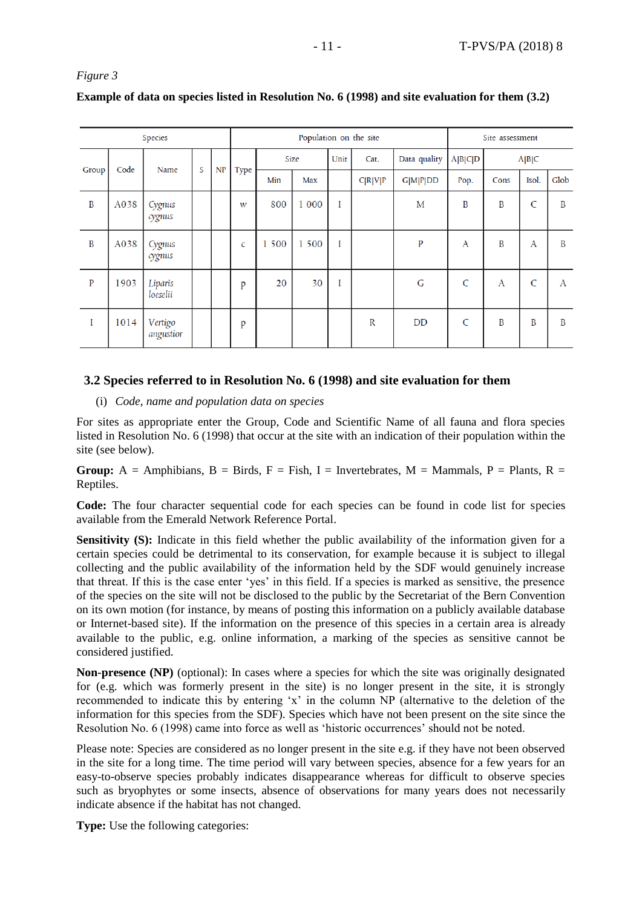*Figure 3*

**Example of data on species listed in Resolution No. 6 (1998) and site evaluation for them (3.2)**

| Species | | | | | Population on the site | | | | | | Site assessment | | | |
|---|---|---|---|---|---|---|---|---|---|---|---|---|---|---|
| Group | Code | Name | S | NP | Type | Size | | Unit | Cat. | Data quality | A\|B\|C\|D | A\|B\|C | | |
| | | | | | | Min | Max | | C\|R\|V\|P | G\|M\|P\|DD | Pop. | Cons | Isol. | Glob |
| B | A038 | *Cygnus cygnus* | | | w | 800 | 1 000 | I | | M | B | B | C | B |
| B | A038 | *Cygnus cygnus* | | | c | 1 500 | 1 500 | I | | P | A | B | A | B |
| P | 1903 | *Liparis loeselii* | | | p | 20 | 30 | I | | G | C | A | C | A |
| I | 1014 | *Vertigo angustior* | | | p | | | | R | DD | C | B | B | B |

### 3.2 Species referred to in Resolution No. 6 (1998) and site evaluation for them

(i) *Code, name and population data on species*

For sites as appropriate enter the Group, Code and Scientific Name of all fauna and flora species listed in Resolution No. 6 (1998) that occur at the site with an indication of their population within the site (see below).

**Group:** A = Amphibians, B = Birds, F = Fish, I = Invertebrates, M = Mammals, P = Plants, R = Reptiles.

**Code:** The four character sequential code for each species can be found in code list for species available from the Emerald Network Reference Portal.

**Sensitivity (S):** Indicate in this field whether the public availability of the information given for a certain species could be detrimental to its conservation, for example because it is subject to illegal collecting and the public availability of the information held by the SDF would genuinely increase that threat. If this is the case enter 'yes' in this field. If a species is marked as sensitive, the presence of the species on the site will not be disclosed to the public by the Secretariat of the Bern Convention on its own motion (for instance, by means of posting this information on a publicly available database or Internet-based site). If the information on the presence of this species in a certain area is already available to the public, e.g. online information, a marking of the species as sensitive cannot be considered justified.

**Non-presence (NP)** (optional): In cases where a species for which the site was originally designated for (e.g. which was formerly present in the site) is no longer present in the site, it is strongly recommended to indicate this by entering 'x' in the column NP (alternative to the deletion of the information for this species from the SDF). Species which have not been present on the site since the Resolution No. 6 (1998) came into force as well as 'historic occurrences' should not be noted.

Please note: Species are considered as no longer present in the site e.g. if they have not been observed in the site for a long time. The time period will vary between species, absence for a few years for an easy-to-observe species probably indicates disappearance whereas for difficult to observe species such as bryophytes or some insects, absence of observations for many years does not necessarily indicate absence if the habitat has not changed.

**Type:** Use the following categories: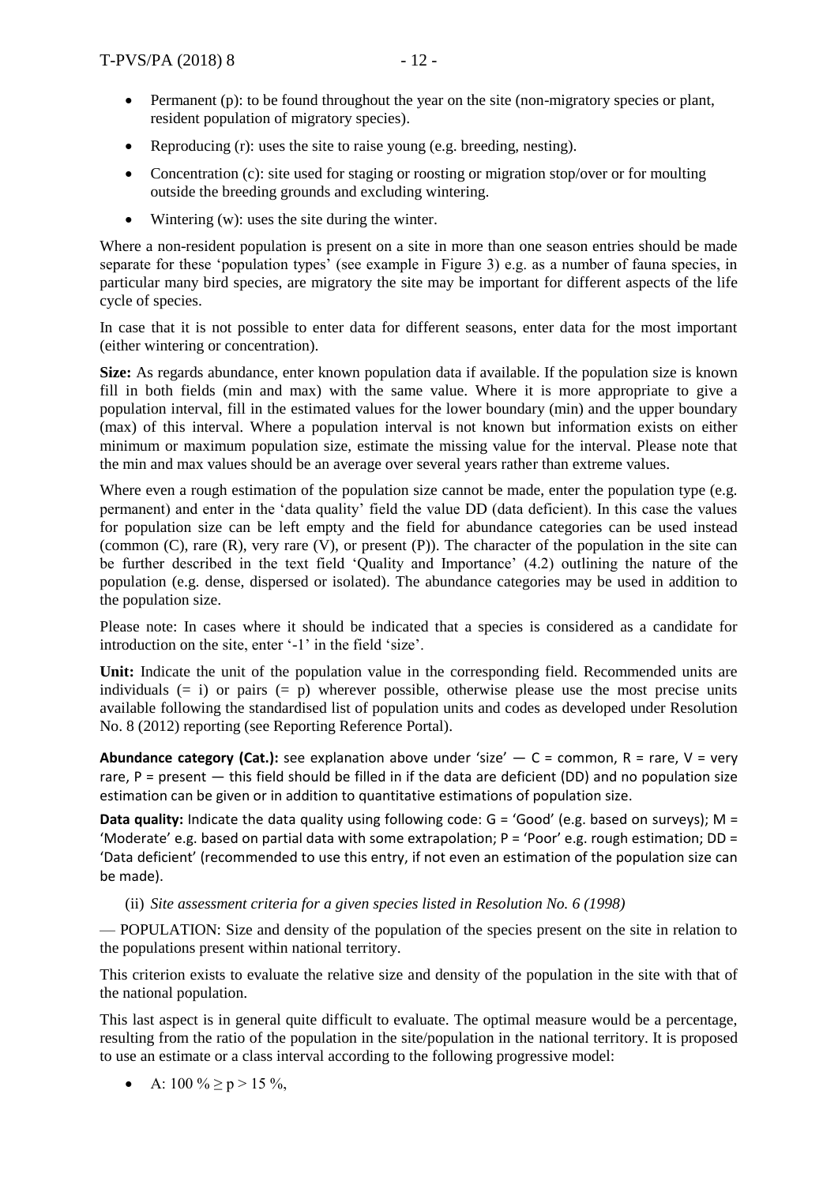- Permanent (p): to be found throughout the year on the site (non-migratory species or plant, resident population of migratory species).
- Reproducing (r): uses the site to raise young (e.g. breeding, nesting).
- Concentration (c): site used for staging or roosting or migration stop/over or for moulting outside the breeding grounds and excluding wintering.
- Wintering (w): uses the site during the winter.

Where a non-resident population is present on a site in more than one season entries should be made separate for these 'population types' (see example in Figure 3) e.g. as a number of fauna species, in particular many bird species, are migratory the site may be important for different aspects of the life cycle of species.

In case that it is not possible to enter data for different seasons, enter data for the most important (either wintering or concentration).

**Size:** As regards abundance, enter known population data if available. If the population size is known fill in both fields (min and max) with the same value. Where it is more appropriate to give a population interval, fill in the estimated values for the lower boundary (min) and the upper boundary (max) of this interval. Where a population interval is not known but information exists on either minimum or maximum population size, estimate the missing value for the interval. Please note that the min and max values should be an average over several years rather than extreme values.

Where even a rough estimation of the population size cannot be made, enter the population type (e.g. permanent) and enter in the 'data quality' field the value DD (data deficient). In this case the values for population size can be left empty and the field for abundance categories can be used instead (common (C), rare (R), very rare (V), or present (P)). The character of the population in the site can be further described in the text field 'Quality and Importance' (4.2) outlining the nature of the population (e.g. dense, dispersed or isolated). The abundance categories may be used in addition to the population size.

Please note: In cases where it should be indicated that a species is considered as a candidate for introduction on the site, enter '-1' in the field 'size'.

**Unit:** Indicate the unit of the population value in the corresponding field. Recommended units are individuals (= i) or pairs (= p) wherever possible, otherwise please use the most precise units available following the standardised list of population units and codes as developed under Resolution No. 8 (2012) reporting (see Reporting Reference Portal).

**Abundance category (Cat.):** see explanation above under 'size' — C = common, R = rare, V = very rare, P = present — this field should be filled in if the data are deficient (DD) and no population size estimation can be given or in addition to quantitative estimations of population size.

**Data quality:** Indicate the data quality using following code: G = 'Good' (e.g. based on surveys); M = 'Moderate' e.g. based on partial data with some extrapolation; P = 'Poor' e.g. rough estimation; DD = 'Data deficient' (recommended to use this entry, if not even an estimation of the population size can be made).

(ii) *Site assessment criteria for a given species listed in Resolution No. 6 (1998)*

— POPULATION: Size and density of the population of the species present on the site in relation to the populations present within national territory.

This criterion exists to evaluate the relative size and density of the population in the site with that of the national population.

This last aspect is in general quite difficult to evaluate. The optimal measure would be a percentage, resulting from the ratio of the population in the site/population in the national territory. It is proposed to use an estimate or a class interval according to the following progressive model:

- A: $100\ \% \geq p > 15\ \%$,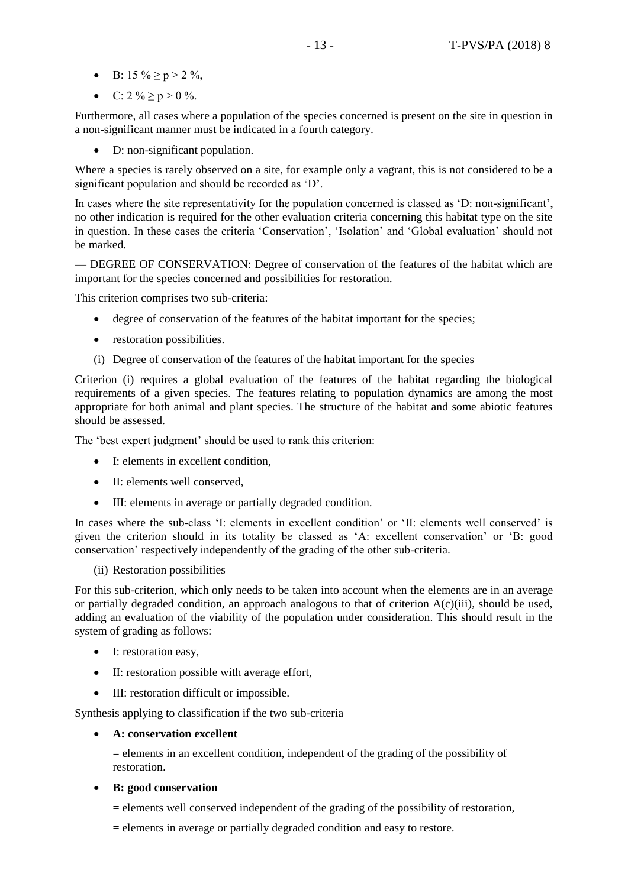- B: $15\,\% \geq p > 2\,\%$,
- C: $2\,\% \geq p > 0\,\%$.

Furthermore, all cases where a population of the species concerned is present on the site in question in a non-significant manner must be indicated in a fourth category.

- D: non-significant population.

Where a species is rarely observed on a site, for example only a vagrant, this is not considered to be a significant population and should be recorded as 'D'.

In cases where the site representativity for the population concerned is classed as 'D: non-significant', no other indication is required for the other evaluation criteria concerning this habitat type on the site in question. In these cases the criteria 'Conservation', 'Isolation' and 'Global evaluation' should not be marked.

— DEGREE OF CONSERVATION: Degree of conservation of the features of the habitat which are important for the species concerned and possibilities for restoration.

This criterion comprises two sub-criteria:

- degree of conservation of the features of the habitat important for the species;
- restoration possibilities.

(i) Degree of conservation of the features of the habitat important for the species

Criterion (i) requires a global evaluation of the features of the habitat regarding the biological requirements of a given species. The features relating to population dynamics are among the most appropriate for both animal and plant species. The structure of the habitat and some abiotic features should be assessed.

The 'best expert judgment' should be used to rank this criterion:

- I: elements in excellent condition,
- II: elements well conserved,
- III: elements in average or partially degraded condition.

In cases where the sub-class 'I: elements in excellent condition' or 'II: elements well conserved' is given the criterion should in its totality be classed as 'A: excellent conservation' or 'B: good conservation' respectively independently of the grading of the other sub-criteria.

(ii) Restoration possibilities

For this sub-criterion, which only needs to be taken into account when the elements are in an average or partially degraded condition, an approach analogous to that of criterion A(c)(iii), should be used, adding an evaluation of the viability of the population under consideration. This should result in the system of grading as follows:

- I: restoration easy,
- II: restoration possible with average effort,
- III: restoration difficult or impossible.

Synthesis applying to classification if the two sub-criteria

- **A: conservation excellent**

  = elements in an excellent condition, independent of the grading of the possibility of restoration.

- **B: good conservation**

  = elements well conserved independent of the grading of the possibility of restoration,

  = elements in average or partially degraded condition and easy to restore.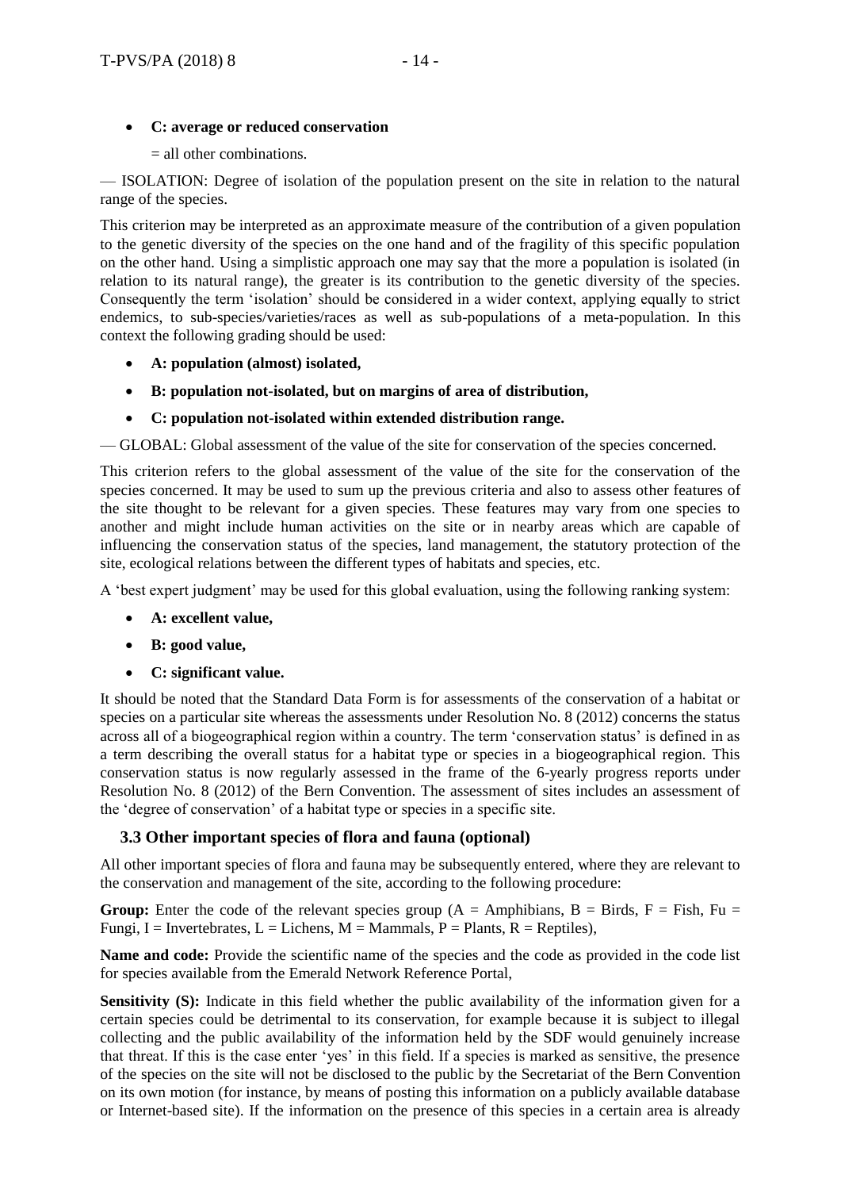- **C: average or reduced conservation**

  = all other combinations.

— ISOLATION: Degree of isolation of the population present on the site in relation to the natural range of the species.

This criterion may be interpreted as an approximate measure of the contribution of a given population to the genetic diversity of the species on the one hand and of the fragility of this specific population on the other hand. Using a simplistic approach one may say that the more a population is isolated (in relation to its natural range), the greater is its contribution to the genetic diversity of the species. Consequently the term 'isolation' should be considered in a wider context, applying equally to strict endemics, to sub-species/varieties/races as well as sub-populations of a meta-population. In this context the following grading should be used:

- **A: population (almost) isolated,**
- **B: population not-isolated, but on margins of area of distribution,**
- **C: population not-isolated within extended distribution range.**

— GLOBAL: Global assessment of the value of the site for conservation of the species concerned.

This criterion refers to the global assessment of the value of the site for the conservation of the species concerned. It may be used to sum up the previous criteria and also to assess other features of the site thought to be relevant for a given species. These features may vary from one species to another and might include human activities on the site or in nearby areas which are capable of influencing the conservation status of the species, land management, the statutory protection of the site, ecological relations between the different types of habitats and species, etc.

A 'best expert judgment' may be used for this global evaluation, using the following ranking system:

- **A: excellent value,**
- **B: good value,**
- **C: significant value.**

It should be noted that the Standard Data Form is for assessments of the conservation of a habitat or species on a particular site whereas the assessments under Resolution No. 8 (2012) concerns the status across all of a biogeographical region within a country. The term 'conservation status' is defined in as a term describing the overall status for a habitat type or species in a biogeographical region. This conservation status is now regularly assessed in the frame of the 6-yearly progress reports under Resolution No. 8 (2012) of the Bern Convention. The assessment of sites includes an assessment of the 'degree of conservation' of a habitat type or species in a specific site.

### 3.3 Other important species of flora and fauna (optional)

All other important species of flora and fauna may be subsequently entered, where they are relevant to the conservation and management of the site, according to the following procedure:

**Group:** Enter the code of the relevant species group (A = Amphibians, B = Birds, F = Fish, Fu = Fungi, I = Invertebrates, L = Lichens, M = Mammals, P = Plants, R = Reptiles),

**Name and code:** Provide the scientific name of the species and the code as provided in the code list for species available from the Emerald Network Reference Portal,

**Sensitivity (S):** Indicate in this field whether the public availability of the information given for a certain species could be detrimental to its conservation, for example because it is subject to illegal collecting and the public availability of the information held by the SDF would genuinely increase that threat. If this is the case enter 'yes' in this field. If a species is marked as sensitive, the presence of the species on the site will not be disclosed to the public by the Secretariat of the Bern Convention on its own motion (for instance, by means of posting this information on a publicly available database or Internet-based site). If the information on the presence of this species in a certain area is already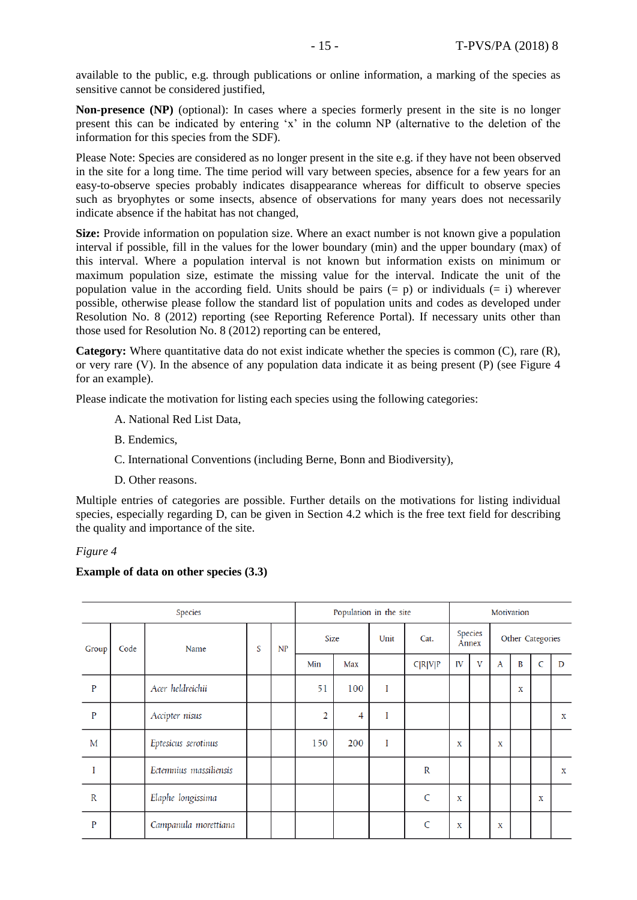available to the public, e.g. through publications or online information, a marking of the species as sensitive cannot be considered justified,

**Non-presence (NP)** (optional): In cases where a species formerly present in the site is no longer present this can be indicated by entering 'x' in the column NP (alternative to the deletion of the information for this species from the SDF).

Please Note: Species are considered as no longer present in the site e.g. if they have not been observed in the site for a long time. The time period will vary between species, absence for a few years for an easy-to-observe species probably indicates disappearance whereas for difficult to observe species such as bryophytes or some insects, absence of observations for many years does not necessarily indicate absence if the habitat has not changed,

**Size:** Provide information on population size. Where an exact number is not known give a population interval if possible, fill in the values for the lower boundary (min) and the upper boundary (max) of this interval. Where a population interval is not known but information exists on minimum or maximum population size, estimate the missing value for the interval. Indicate the unit of the population value in the according field. Units should be pairs (= p) or individuals (= i) wherever possible, otherwise please follow the standard list of population units and codes as developed under Resolution No. 8 (2012) reporting (see Reporting Reference Portal). If necessary units other than those used for Resolution No. 8 (2012) reporting can be entered,

**Category:** Where quantitative data do not exist indicate whether the species is common (C), rare (R), or very rare (V). In the absence of any population data indicate it as being present (P) (see Figure 4 for an example).

Please indicate the motivation for listing each species using the following categories:

A. National Red List Data,

B. Endemics,

C. International Conventions (including Berne, Bonn and Biodiversity),

D. Other reasons.

Multiple entries of categories are possible. Further details on the motivations for listing individual species, especially regarding D, can be given in Section 4.2 which is the free text field for describing the quality and importance of the site.

*Figure 4*

**Example of data on other species (3.3)**

| Species | | | | | Population in the site | | | | Motivation | | | | | |
|---|---|---|---|---|---|---|---|---|---|---|---|---|---|---|
| Group | Code | Name | S | NP | Size | | Unit | Cat. | Species Annex | | Other Categories | | | |
| | | | | | Min | Max | | C\|R\|V\|P | IV | V | A | B | C | D |
| P | | *Acer heldreichii* | | | 51 | 100 | I | | | | | x | | |
| P | | *Accipter nisus* | | | 2 | 4 | I | | | | | | | x |
| M | | *Eptesicus serotinus* | | | 150 | 200 | I | | x | | x | | | |
| I | | *Ectemnius massiliensis* | | | | | | R | | | | | | x |
| R | | *Elaphe longissima* | | | | | | C | x | | | | x | |
| P | | *Campanula morettiana* | | | | | | C | x | | x | | | |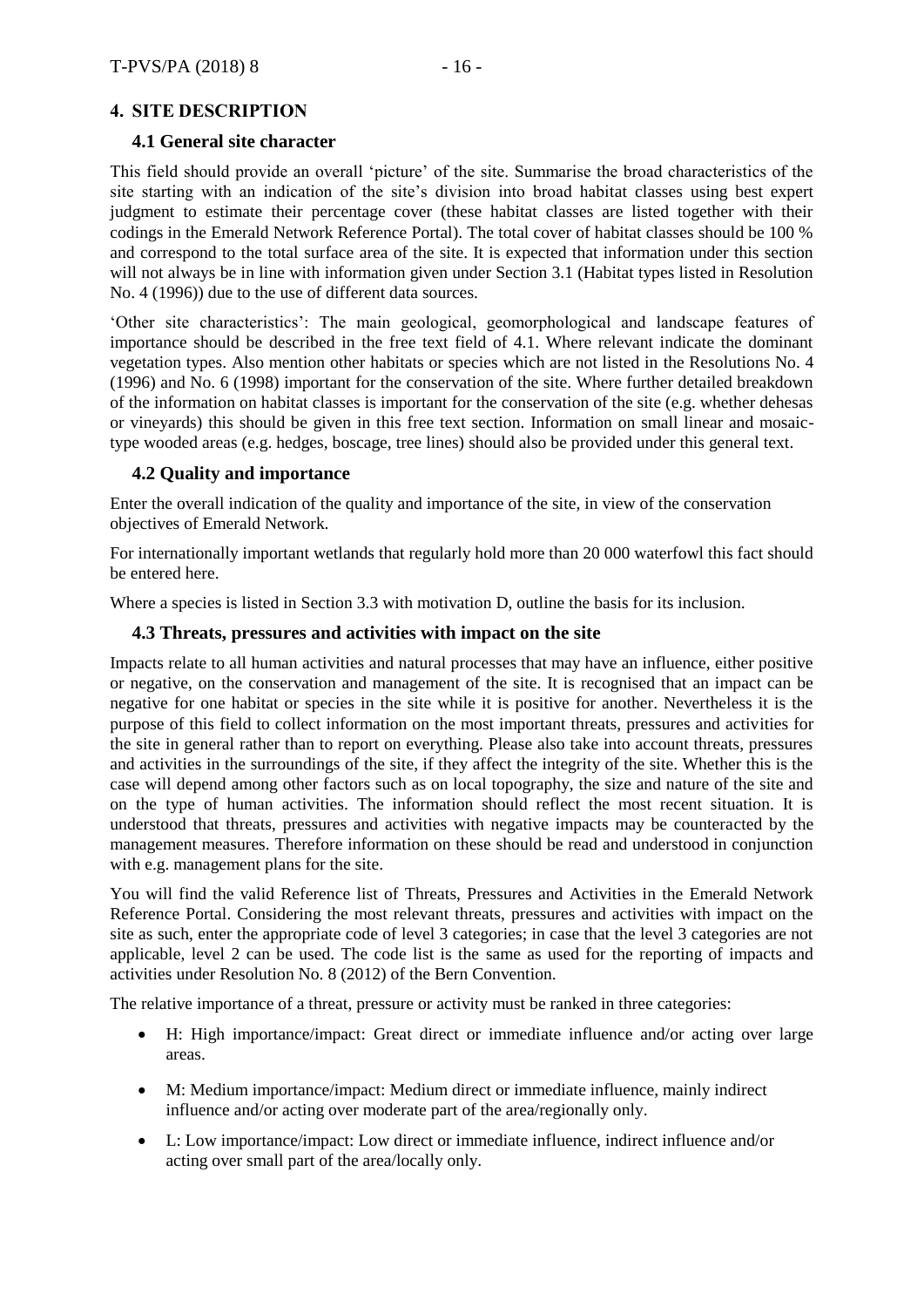## 4. SITE DESCRIPTION

### 4.1 General site character

This field should provide an overall 'picture' of the site. Summarise the broad characteristics of the site starting with an indication of the site's division into broad habitat classes using best expert judgment to estimate their percentage cover (these habitat classes are listed together with their codings in the Emerald Network Reference Portal). The total cover of habitat classes should be 100 % and correspond to the total surface area of the site. It is expected that information under this section will not always be in line with information given under Section 3.1 (Habitat types listed in Resolution No. 4 (1996)) due to the use of different data sources.

'Other site characteristics': The main geological, geomorphological and landscape features of importance should be described in the free text field of 4.1. Where relevant indicate the dominant vegetation types. Also mention other habitats or species which are not listed in the Resolutions No. 4 (1996) and No. 6 (1998) important for the conservation of the site. Where further detailed breakdown of the information on habitat classes is important for the conservation of the site (e.g. whether dehesas or vineyards) this should be given in this free text section. Information on small linear and mosaic-type wooded areas (e.g. hedges, boscage, tree lines) should also be provided under this general text.

### 4.2 Quality and importance

Enter the overall indication of the quality and importance of the site, in view of the conservation objectives of Emerald Network.

For internationally important wetlands that regularly hold more than 20 000 waterfowl this fact should be entered here.

Where a species is listed in Section 3.3 with motivation D, outline the basis for its inclusion.

### 4.3 Threats, pressures and activities with impact on the site

Impacts relate to all human activities and natural processes that may have an influence, either positive or negative, on the conservation and management of the site. It is recognised that an impact can be negative for one habitat or species in the site while it is positive for another. Nevertheless it is the purpose of this field to collect information on the most important threats, pressures and activities for the site in general rather than to report on everything. Please also take into account threats, pressures and activities in the surroundings of the site, if they affect the integrity of the site. Whether this is the case will depend among other factors such as on local topography, the size and nature of the site and on the type of human activities. The information should reflect the most recent situation. It is understood that threats, pressures and activities with negative impacts may be counteracted by the management measures. Therefore information on these should be read and understood in conjunction with e.g. management plans for the site.

You will find the valid Reference list of Threats, Pressures and Activities in the Emerald Network Reference Portal. Considering the most relevant threats, pressures and activities with impact on the site as such, enter the appropriate code of level 3 categories; in case that the level 3 categories are not applicable, level 2 can be used. The code list is the same as used for the reporting of impacts and activities under Resolution No. 8 (2012) of the Bern Convention.

The relative importance of a threat, pressure or activity must be ranked in three categories:

- H: High importance/impact: Great direct or immediate influence and/or acting over large areas.
- M: Medium importance/impact: Medium direct or immediate influence, mainly indirect influence and/or acting over moderate part of the area/regionally only.
- L: Low importance/impact: Low direct or immediate influence, indirect influence and/or acting over small part of the area/locally only.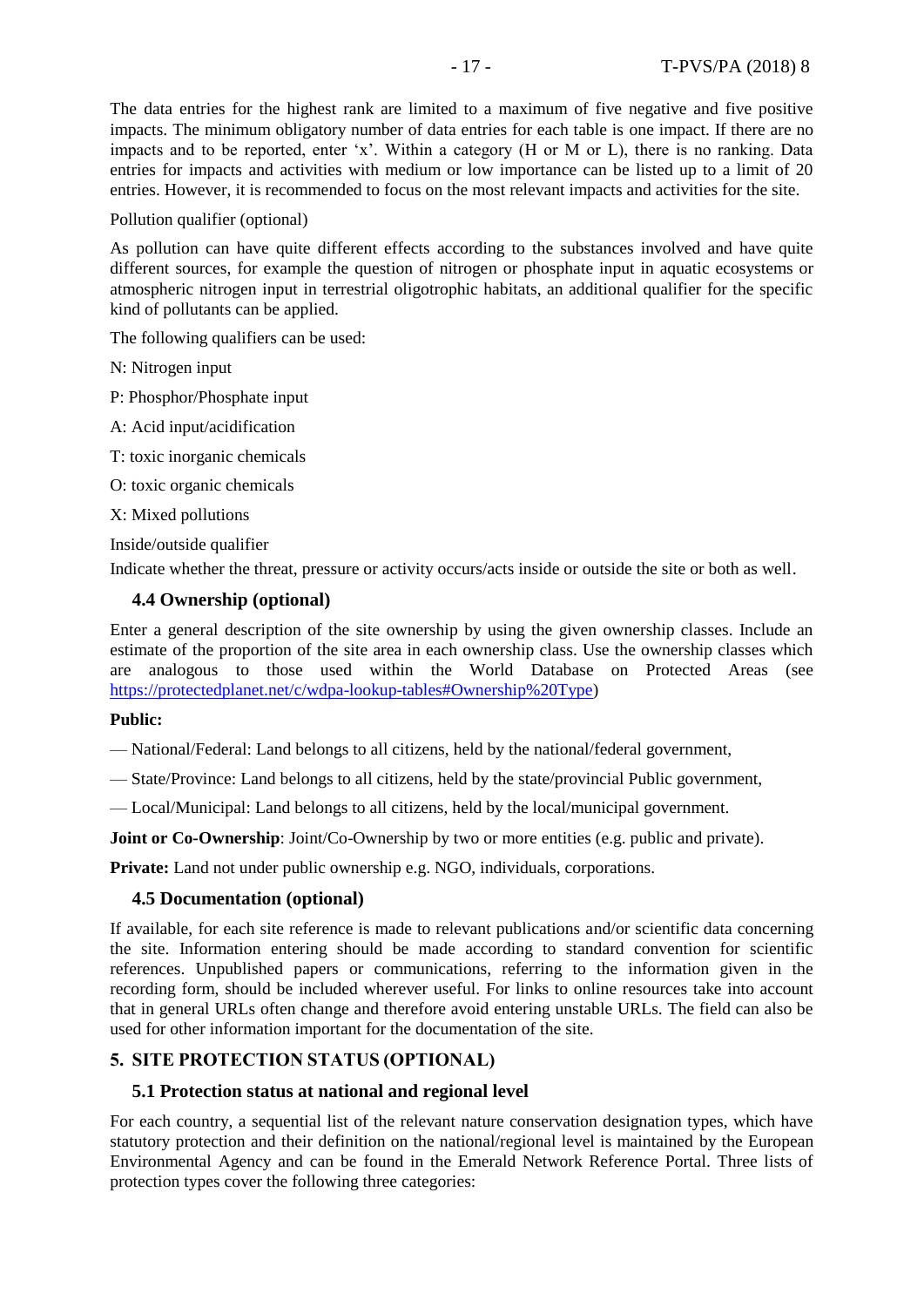The data entries for the highest rank are limited to a maximum of five negative and five positive impacts. The minimum obligatory number of data entries for each table is one impact. If there are no impacts and to be reported, enter ‘x’. Within a category (H or M or L), there is no ranking. Data entries for impacts and activities with medium or low importance can be listed up to a limit of 20 entries. However, it is recommended to focus on the most relevant impacts and activities for the site.

Pollution qualifier (optional)

As pollution can have quite different effects according to the substances involved and have quite different sources, for example the question of nitrogen or phosphate input in aquatic ecosystems or atmospheric nitrogen input in terrestrial oligotrophic habitats, an additional qualifier for the specific kind of pollutants can be applied.

The following qualifiers can be used:

N: Nitrogen input

P: Phosphor/Phosphate input

A: Acid input/acidification

T: toxic inorganic chemicals

O: toxic organic chemicals

X: Mixed pollutions

Inside/outside qualifier

Indicate whether the threat, pressure or activity occurs/acts inside or outside the site or both as well.

### 4.4 Ownership (optional)

Enter a general description of the site ownership by using the given ownership classes. Include an estimate of the proportion of the site area in each ownership class. Use the ownership classes which are analogous to those used within the World Database on Protected Areas (see https://protectedplanet.net/c/wdpa-lookup-tables#Ownership%20Type)

**Public:**

— National/Federal: Land belongs to all citizens, held by the national/federal government,

— State/Province: Land belongs to all citizens, held by the state/provincial Public government,

— Local/Municipal: Land belongs to all citizens, held by the local/municipal government.

**Joint or Co-Ownership**: Joint/Co-Ownership by two or more entities (e.g. public and private).

**Private:** Land not under public ownership e.g. NGO, individuals, corporations.

### 4.5 Documentation (optional)

If available, for each site reference is made to relevant publications and/or scientific data concerning the site. Information entering should be made according to standard convention for scientific references. Unpublished papers or communications, referring to the information given in the recording form, should be included wherever useful. For links to online resources take into account that in general URLs often change and therefore avoid entering unstable URLs. The field can also be used for other information important for the documentation of the site.

## 5. SITE PROTECTION STATUS (OPTIONAL)

### 5.1 Protection status at national and regional level

For each country, a sequential list of the relevant nature conservation designation types, which have statutory protection and their definition on the national/regional level is maintained by the European Environmental Agency and can be found in the Emerald Network Reference Portal. Three lists of protection types cover the following three categories: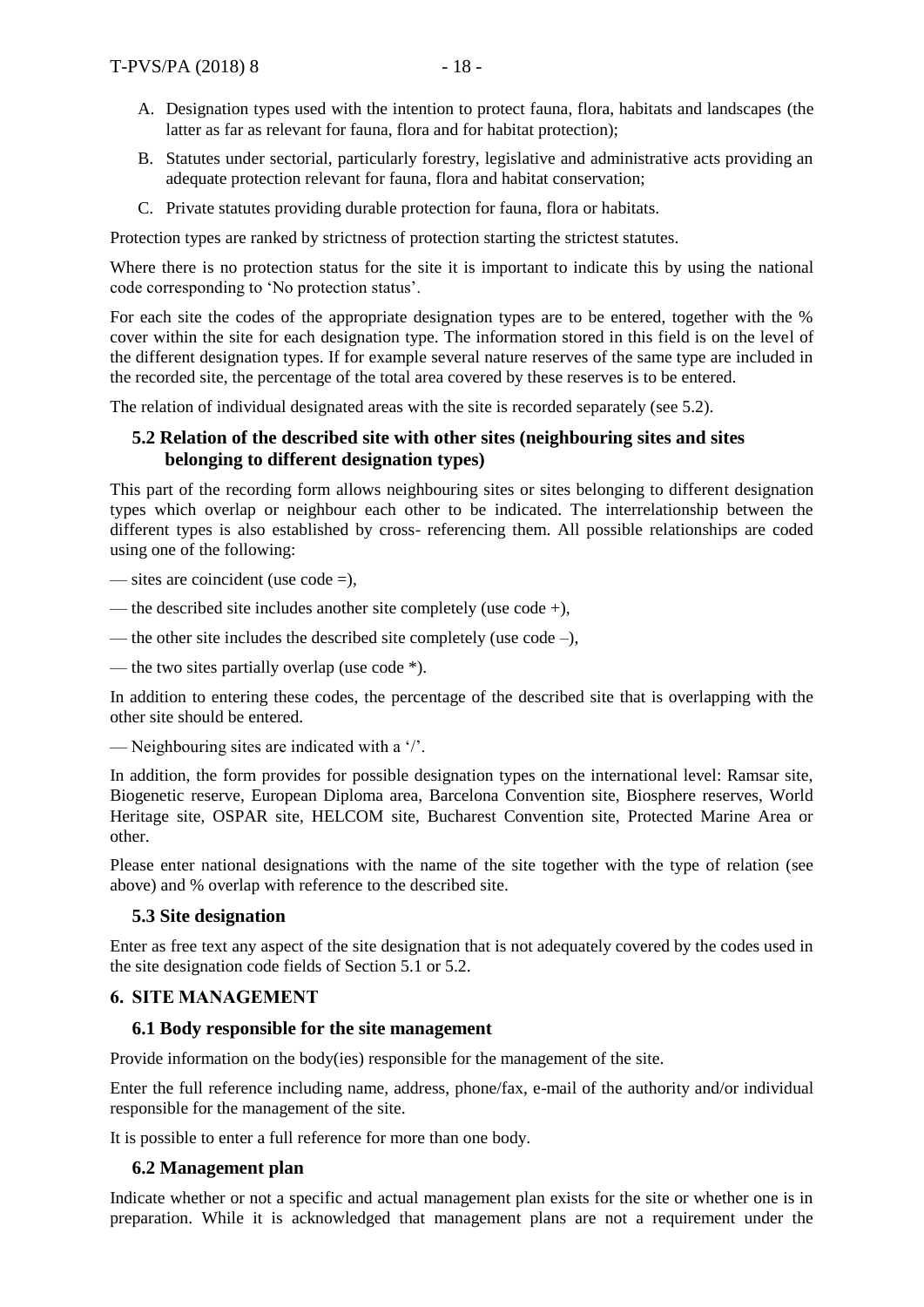A. Designation types used with the intention to protect fauna, flora, habitats and landscapes (the latter as far as relevant for fauna, flora and for habitat protection);

B. Statutes under sectorial, particularly forestry, legislative and administrative acts providing an adequate protection relevant for fauna, flora and habitat conservation;

C. Private statutes providing durable protection for fauna, flora or habitats.

Protection types are ranked by strictness of protection starting the strictest statutes.

Where there is no protection status for the site it is important to indicate this by using the national code corresponding to 'No protection status'.

For each site the codes of the appropriate designation types are to be entered, together with the % cover within the site for each designation type. The information stored in this field is on the level of the different designation types. If for example several nature reserves of the same type are included in the recorded site, the percentage of the total area covered by these reserves is to be entered.

The relation of individual designated areas with the site is recorded separately (see 5.2).

### 5.2 Relation of the described site with other sites (neighbouring sites and sites belonging to different designation types)

This part of the recording form allows neighbouring sites or sites belonging to different designation types which overlap or neighbour each other to be indicated. The interrelationship between the different types is also established by cross- referencing them. All possible relationships are coded using one of the following:

— sites are coincident (use code =),

— the described site includes another site completely (use code +),

— the other site includes the described site completely (use code –),

— the two sites partially overlap (use code *).

In addition to entering these codes, the percentage of the described site that is overlapping with the other site should be entered.

— Neighbouring sites are indicated with a '/'.

In addition, the form provides for possible designation types on the international level: Ramsar site, Biogenetic reserve, European Diploma area, Barcelona Convention site, Biosphere reserves, World Heritage site, OSPAR site, HELCOM site, Bucharest Convention site, Protected Marine Area or other.

Please enter national designations with the name of the site together with the type of relation (see above) and % overlap with reference to the described site.

### 5.3 Site designation

Enter as free text any aspect of the site designation that is not adequately covered by the codes used in the site designation code fields of Section 5.1 or 5.2.

## 6. SITE MANAGEMENT

### 6.1 Body responsible for the site management

Provide information on the body(ies) responsible for the management of the site.

Enter the full reference including name, address, phone/fax, e-mail of the authority and/or individual responsible for the management of the site.

It is possible to enter a full reference for more than one body.

### 6.2 Management plan

Indicate whether or not a specific and actual management plan exists for the site or whether one is in preparation. While it is acknowledged that management plans are not a requirement under the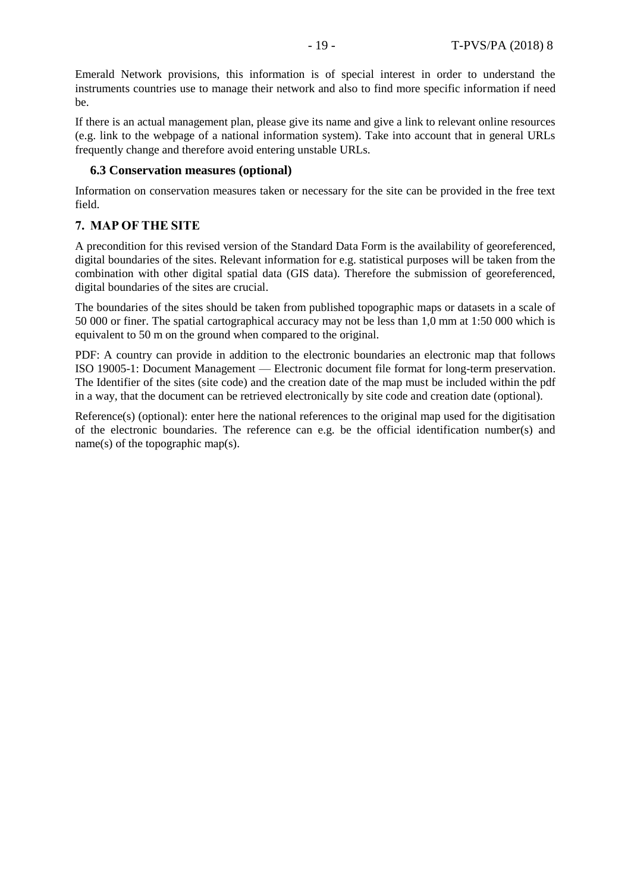Emerald Network provisions, this information is of special interest in order to understand the instruments countries use to manage their network and also to find more specific information if need be.

If there is an actual management plan, please give its name and give a link to relevant online resources (e.g. link to the webpage of a national information system). Take into account that in general URLs frequently change and therefore avoid entering unstable URLs.

### 6.3 Conservation measures (optional)

Information on conservation measures taken or necessary for the site can be provided in the free text field.

## 7. MAP OF THE SITE

A precondition for this revised version of the Standard Data Form is the availability of georeferenced, digital boundaries of the sites. Relevant information for e.g. statistical purposes will be taken from the combination with other digital spatial data (GIS data). Therefore the submission of georeferenced, digital boundaries of the sites are crucial.

The boundaries of the sites should be taken from published topographic maps or datasets in a scale of 50 000 or finer. The spatial cartographical accuracy may not be less than 1,0 mm at 1:50 000 which is equivalent to 50 m on the ground when compared to the original.

PDF: A country can provide in addition to the electronic boundaries an electronic map that follows ISO 19005-1: Document Management — Electronic document file format for long-term preservation. The Identifier of the sites (site code) and the creation date of the map must be included within the pdf in a way, that the document can be retrieved electronically by site code and creation date (optional).

Reference(s) (optional): enter here the national references to the original map used for the digitisation of the electronic boundaries. The reference can e.g. be the official identification number(s) and name(s) of the topographic map(s).